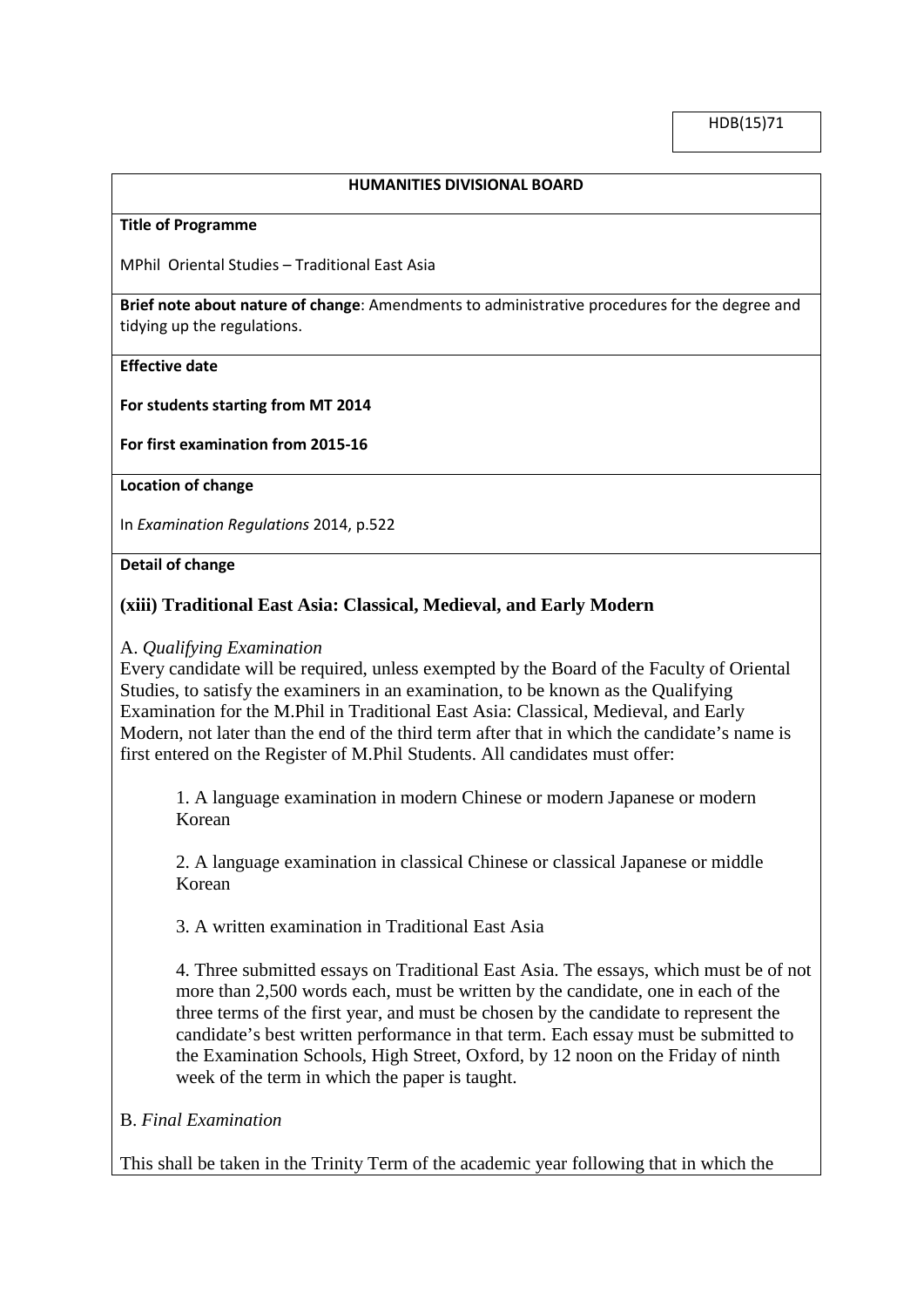HDB(15)71

**HUMANITIES DIVISIONAL BOARD**

**Title of Programme**

MPhil Oriental Studies – Traditional East Asia

**Brief note about nature of change**: Amendments to administrative procedures for the degree and tidying up the regulations.

**Effective date**

**For students starting from MT 2014**

**For first examination from 2015-16**

**Location of change**

In *Examination Regulations* 2014, p.522

**Detail of change**

## (xiii) Traditional East Asia: Classical, Medieval, and Early Modern

A. *Qualifying Examination*

Every candidate will be required, unless exempted by the Board of the Faculty of Oriental Studies, to satisfy the examiners in an examination, to be known as the Qualifying Examination for the M.Phil in Traditional East Asia: Classical, Medieval, and Early Modern, not later than the end of the third term after that in which the candidate's name is first entered on the Register of M.Phil Students. All candidates must offer:

1. A language examination in modern Chinese or modern Japanese or modern Korean

2. A language examination in classical Chinese or classical Japanese or middle Korean

3. A written examination in Traditional East Asia

4. Three submitted essays on Traditional East Asia. The essays, which must be of not more than 2,500 words each, must be written by the candidate, one in each of the three terms of the first year, and must be chosen by the candidate to represent the candidate's best written performance in that term. Each essay must be submitted to the Examination Schools, High Street, Oxford, by 12 noon on the Friday of ninth week of the term in which the paper is taught.

B. *Final Examination*

This shall be taken in the Trinity Term of the academic year following that in which the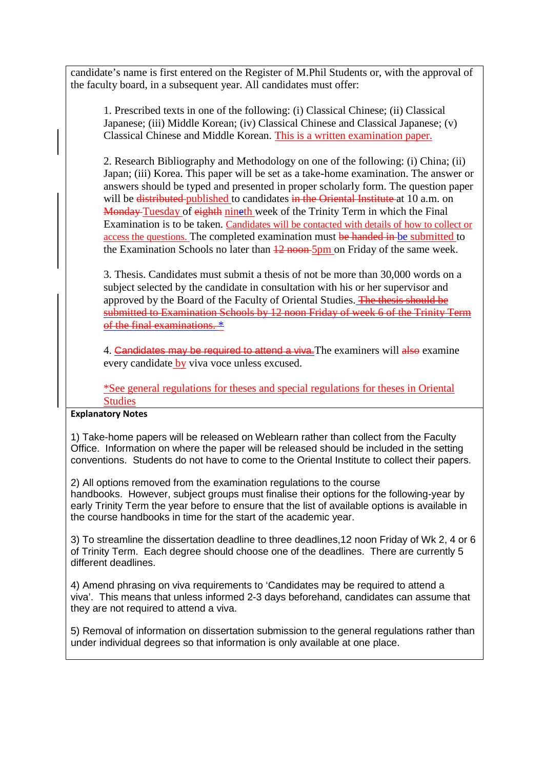candidate's name is first entered on the Register of M.Phil Students or, with the approval of the faculty board, in a subsequent year. All candidates must offer:

1. Prescribed texts in one of the following: (i) Classical Chinese; (ii) Classical Japanese; (iii) Middle Korean; (iv) Classical Chinese and Classical Japanese; (v) Classical Chinese and Middle Korean. This is a written examination paper.

2. Research Bibliography and Methodology on one of the following: (i) China; (ii) Japan; (iii) Korea. This paper will be set as a take-home examination. The answer or answers should be typed and presented in proper scholarly form. The question paper will be ~~distributed~~ published to candidates ~~in the Oriental Institute~~ at 10 a.m. on ~~Monday~~ Tuesday of ~~eighth~~ nineth week of the Trinity Term in which the Final Examination is to be taken. Candidates will be contacted with details of how to collect or access the questions. The completed examination must ~~be handed in~~ be submitted to the Examination Schools no later than ~~12 noon~~ 5pm on Friday of the same week.

3. Thesis. Candidates must submit a thesis of not be more than 30,000 words on a subject selected by the candidate in consultation with his or her supervisor and approved by the Board of the Faculty of Oriental Studies. ~~The thesis should be submitted to Examination Schools by 12 noon Friday of week 6 of the Trinity Term of the final examinations.~~ *

4. ~~Candidates may be required to attend a viva.~~ The examiners will ~~also~~ examine every candidate by viva voce unless excused.

*See general regulations for theses and special regulations for theses in Oriental Studies

**Explanatory Notes**

1) Take-home papers will be released on Weblearn rather than collect from the Faculty Office. Information on where the paper will be released should be included in the setting conventions. Students do not have to come to the Oriental Institute to collect their papers.

2) All options removed from the examination regulations to the course handbooks. However, subject groups must finalise their options for the following-year by early Trinity Term the year before to ensure that the list of available options is available in the course handbooks in time for the start of the academic year.

3) To streamline the dissertation deadline to three deadlines,12 noon Friday of Wk 2, 4 or 6 of Trinity Term. Each degree should choose one of the deadlines. There are currently 5 different deadlines.

4) Amend phrasing on viva requirements to 'Candidates may be required to attend a viva'. This means that unless informed 2-3 days beforehand, candidates can assume that they are not required to attend a viva.

5) Removal of information on dissertation submission to the general regulations rather than under individual degrees so that information is only available at one place.